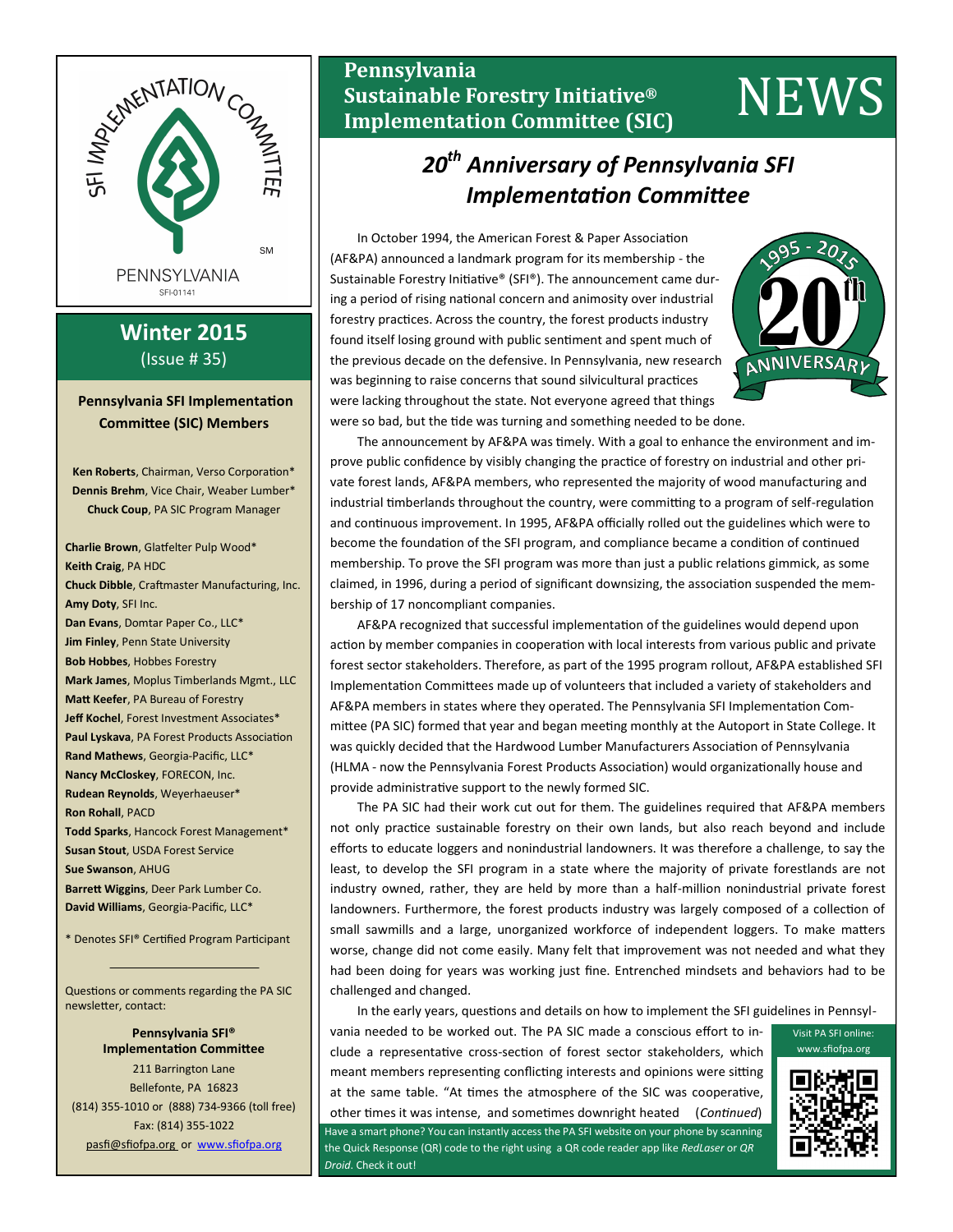# Pennsylvania Sustainable Forestry Initiative® Implementation Committee (SIC) NEWS

SFI IMPLEMENTATION COMMITTEE

PENNSYLVANIA

SFI-01141

## Winter 2015

(Issue # 35)

### Pennsylvania SFI Implementation Committee (SIC) Members

**Ken Roberts**, Chairman, Verso Corporation*
**Dennis Brehm**, Vice Chair, Weaber Lumber*
**Chuck Coup**, PA SIC Program Manager

**Charlie Brown**, Glatfelter Pulp Wood*
**Keith Craig**, PA HDC
**Chuck Dibble**, Craftmaster Manufacturing, Inc.
**Amy Doty**, SFI Inc.
**Dan Evans**, Domtar Paper Co., LLC*
**Jim Finley**, Penn State University
**Bob Hobbes**, Hobbes Forestry
**Mark James**, Moplus Timberlands Mgmt., LLC
**Matt Keefer**, PA Bureau of Forestry
**Jeff Kochel**, Forest Investment Associates*
**Paul Lyskava**, PA Forest Products Association
**Rand Mathews**, Georgia-Pacific, LLC*
**Nancy McCloskey**, FORECON, Inc.
**Rudean Reynolds**, Weyerhaeuser*
**Ron Rohall**, PACD
**Todd Sparks**, Hancock Forest Management*
**Susan Stout**, USDA Forest Service
**Sue Swanson**, AHUG
**Barrett Wiggins**, Deer Park Lumber Co.
**David Williams**, Georgia-Pacific, LLC*

* Denotes SFI® Certified Program Participant

Questions or comments regarding the PA SIC newsletter, contact:

**Pennsylvania SFI® Implementation Committee**
211 Barrington Lane
Bellefonte, PA 16823
(814) 355-1010 or (888) 734-9366 (toll free)
Fax: (814) 355-1022
pasfi@sfiofpa.org or www.sfiofpa.org

## *20th Anniversary of Pennsylvania SFI Implementation Committee*

1995 - 2015 20th ANNIVERSARY

In October 1994, the American Forest & Paper Association (AF&PA) announced a landmark program for its membership - the Sustainable Forestry Initiative® (SFI®). The announcement came during a period of rising national concern and animosity over industrial forestry practices. Across the country, the forest products industry found itself losing ground with public sentiment and spent much of the previous decade on the defensive. In Pennsylvania, new research was beginning to raise concerns that sound silvicultural practices were lacking throughout the state. Not everyone agreed that things were so bad, but the tide was turning and something needed to be done.

The announcement by AF&PA was timely. With a goal to enhance the environment and improve public confidence by visibly changing the practice of forestry on industrial and other private forest lands, AF&PA members, who represented the majority of wood manufacturing and industrial timberlands throughout the country, were committing to a program of self-regulation and continuous improvement. In 1995, AF&PA officially rolled out the guidelines which were to become the foundation of the SFI program, and compliance became a condition of continued membership. To prove the SFI program was more than just a public relations gimmick, as some claimed, in 1996, during a period of significant downsizing, the association suspended the membership of 17 noncompliant companies.

AF&PA recognized that successful implementation of the guidelines would depend upon action by member companies in cooperation with local interests from various public and private forest sector stakeholders. Therefore, as part of the 1995 program rollout, AF&PA established SFI Implementation Committees made up of volunteers that included a variety of stakeholders and AF&PA members in states where they operated. The Pennsylvania SFI Implementation Committee (PA SIC) formed that year and began meeting monthly at the Autoport in State College. It was quickly decided that the Hardwood Lumber Manufacturers Association of Pennsylvania (HLMA - now the Pennsylvania Forest Products Association) would organizationally house and provide administrative support to the newly formed SIC.

The PA SIC had their work cut out for them. The guidelines required that AF&PA members not only practice sustainable forestry on their own lands, but also reach beyond and include efforts to educate loggers and nonindustrial landowners. It was therefore a challenge, to say the least, to develop the SFI program in a state where the majority of private forestlands are not industry owned, rather, they are held by more than a half-million nonindustrial private forest landowners. Furthermore, the forest products industry was largely composed of a collection of small sawmills and a large, unorganized workforce of independent loggers. To make matters worse, change did not come easily. Many felt that improvement was not needed and what they had been doing for years was working just fine. Entrenched mindsets and behaviors had to be challenged and changed.

In the early years, questions and details on how to implement the SFI guidelines in Pennsylvania needed to be worked out. The PA SIC made a conscious effort to include a representative cross-section of forest sector stakeholders, which meant members representing conflicting interests and opinions were sitting at the same table. "At times the atmosphere of the SIC was cooperative, other times it was intense, and sometimes downright heated (*Continued*)

Visit PA SFI online: www.sfiofpa.org

Have a smart phone? You can instantly access the PA SFI website on your phone by scanning the Quick Response (QR) code to the right using a QR code reader app like *RedLaser* or *QR Droid*. Check it out!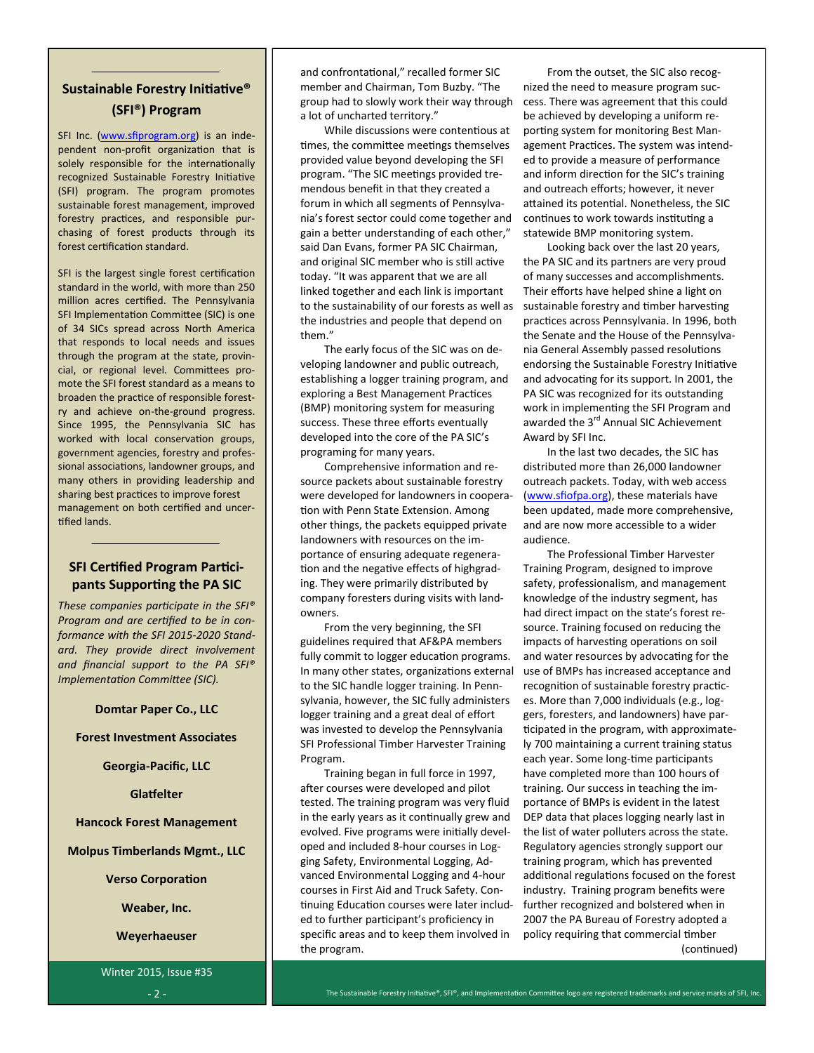## Sustainable Forestry Initiative® (SFI®) Program

SFI Inc. (www.sfiprogram.org) is an independent non-profit organization that is solely responsible for the internationally recognized Sustainable Forestry Initiative (SFI) program. The program promotes sustainable forest management, improved forestry practices, and responsible purchasing of forest products through its forest certification standard.

SFI is the largest single forest certification standard in the world, with more than 250 million acres certified. The Pennsylvania SFI Implementation Committee (SIC) is one of 34 SICs spread across North America that responds to local needs and issues through the program at the state, provincial, or regional level. Committees promote the SFI forest standard as a means to broaden the practice of responsible forestry and achieve on-the-ground progress. Since 1995, the Pennsylvania SIC has worked with local conservation groups, government agencies, forestry and professional associations, landowner groups, and many others in providing leadership and sharing best practices to improve forest management on both certified and uncertified lands.

## SFI Certified Program Participants Supporting the PA SIC

*These companies participate in the SFI® Program and are certified to be in conformance with the SFI 2015-2020 Standard. They provide direct involvement and financial support to the PA SFI® Implementation Committee (SIC).*

**Domtar Paper Co., LLC**

**Forest Investment Associates**

**Georgia-Pacific, LLC**

**Glatfelter**

**Hancock Forest Management**

**Molpus Timberlands Mgmt., LLC**

**Verso Corporation**

**Weaber, Inc.**

**Weyerhaeuser**

and confrontational," recalled former SIC member and Chairman, Tom Buzby. "The group had to slowly work their way through a lot of uncharted territory."

While discussions were contentious at times, the committee meetings themselves provided value beyond developing the SFI program. "The SIC meetings provided tremendous benefit in that they created a forum in which all segments of Pennsylvania's forest sector could come together and gain a better understanding of each other," said Dan Evans, former PA SIC Chairman, and original SIC member who is still active today. "It was apparent that we are all linked together and each link is important to the sustainability of our forests as well as the industries and people that depend on them."

The early focus of the SIC was on developing landowner and public outreach, establishing a logger training program, and exploring a Best Management Practices (BMP) monitoring system for measuring success. These three efforts eventually developed into the core of the PA SIC's programing for many years.

Comprehensive information and resource packets about sustainable forestry were developed for landowners in cooperation with Penn State Extension. Among other things, the packets equipped private landowners with resources on the importance of ensuring adequate regeneration and the negative effects of highgrading. They were primarily distributed by company foresters during visits with landowners.

From the very beginning, the SFI guidelines required that AF&PA members fully commit to logger education programs. In many other states, organizations external to the SIC handle logger training. In Pennsylvania, however, the SIC fully administers logger training and a great deal of effort was invested to develop the Pennsylvania SFI Professional Timber Harvester Training Program.

Training began in full force in 1997, after courses were developed and pilot tested. The training program was very fluid in the early years as it continually grew and evolved. Five programs were initially developed and included 8-hour courses in Logging Safety, Environmental Logging, Advanced Environmental Logging and 4-hour courses in First Aid and Truck Safety. Continuing Education courses were later included to further participant's proficiency in specific areas and to keep them involved in the program.

From the outset, the SIC also recognized the need to measure program success. There was agreement that this could be achieved by developing a uniform reporting system for monitoring Best Management Practices. The system was intended to provide a measure of performance and inform direction for the SIC's training and outreach efforts; however, it never attained its potential. Nonetheless, the SIC continues to work towards instituting a statewide BMP monitoring system.

Looking back over the last 20 years, the PA SIC and its partners are very proud of many successes and accomplishments. Their efforts have helped shine a light on sustainable forestry and timber harvesting practices across Pennsylvania. In 1996, both the Senate and the House of the Pennsylvania General Assembly passed resolutions endorsing the Sustainable Forestry Initiative and advocating for its support. In 2001, the PA SIC was recognized for its outstanding work in implementing the SFI Program and awarded the 3rd Annual SIC Achievement Award by SFI Inc.

In the last two decades, the SIC has distributed more than 26,000 landowner outreach packets. Today, with web access (www.sfiofpa.org), these materials have been updated, made more comprehensive, and are now more accessible to a wider audience.

The Professional Timber Harvester Training Program, designed to improve safety, professionalism, and management knowledge of the industry segment, has had direct impact on the state's forest resource. Training focused on reducing the impacts of harvesting operations on soil and water resources by advocating for the use of BMPs has increased acceptance and recognition of sustainable forestry practices. More than 7,000 individuals (e.g., loggers, foresters, and landowners) have participated in the program, with approximately 700 maintaining a current training status each year. Some long-time participants have completed more than 100 hours of training. Our success in teaching the importance of BMPs is evident in the latest DEP data that places logging nearly last in the list of water polluters across the state. Regulatory agencies strongly support our training program, which has prevented additional regulations focused on the forest industry. Training program benefits were further recognized and bolstered when in 2007 the PA Bureau of Forestry adopted a policy requiring that commercial timber

(continued)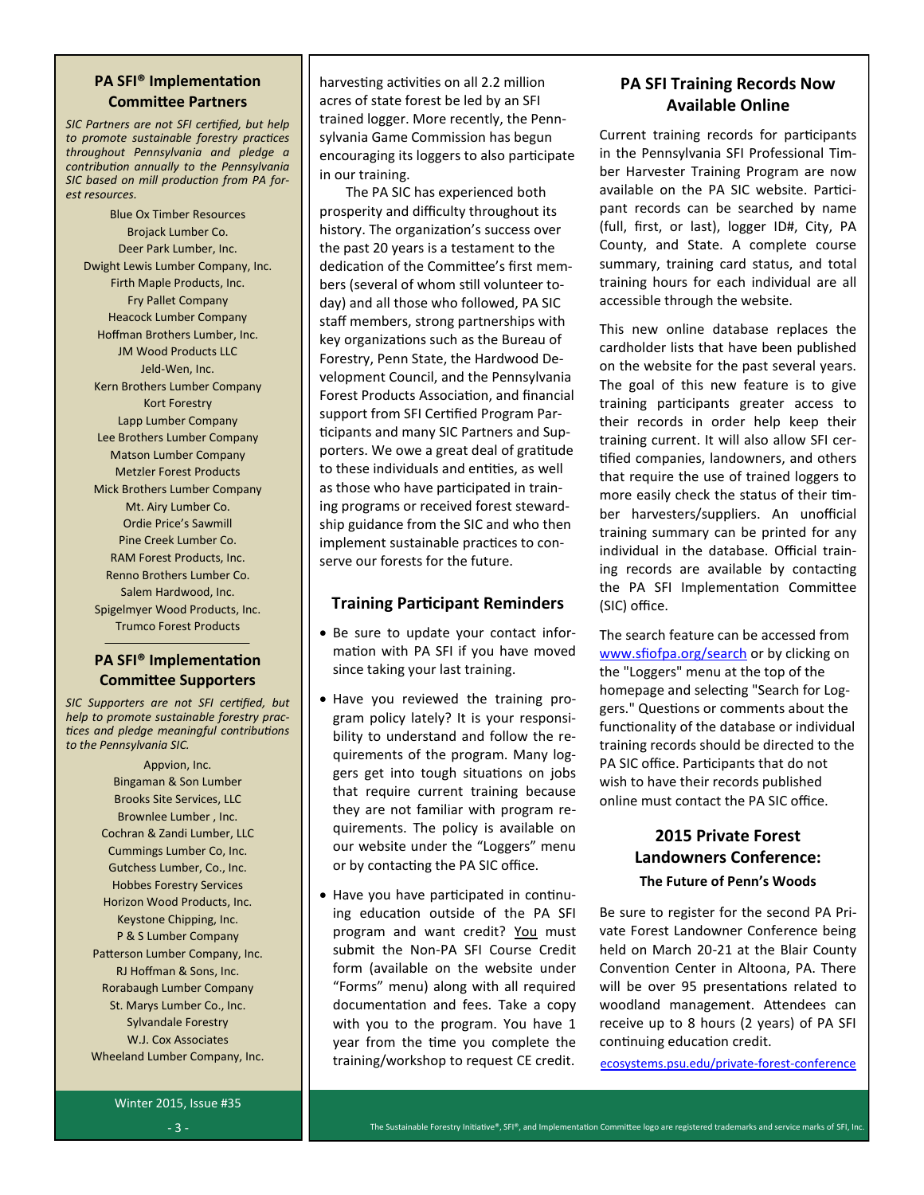## PA SFI® Implementation Committee Partners

*SIC Partners are not SFI certified, but help to promote sustainable forestry practices throughout Pennsylvania and pledge a contribution annually to the Pennsylvania SIC based on mill production from PA forest resources.*

Blue Ox Timber Resources
Brojack Lumber Co.
Deer Park Lumber, Inc.
Dwight Lewis Lumber Company, Inc.
Firth Maple Products, Inc.
Fry Pallet Company
Heacock Lumber Company
Hoffman Brothers Lumber, Inc.
JM Wood Products LLC
Jeld-Wen, Inc.
Kern Brothers Lumber Company
Kort Forestry
Lapp Lumber Company
Lee Brothers Lumber Company
Matson Lumber Company
Metzler Forest Products
Mick Brothers Lumber Company
Mt. Airy Lumber Co.
Ordie Price's Sawmill
Pine Creek Lumber Co.
RAM Forest Products, Inc.
Renno Brothers Lumber Co.
Salem Hardwood, Inc.
Spigelmyer Wood Products, Inc.
Trumco Forest Products

## PA SFI® Implementation Committee Supporters

*SIC Supporters are not SFI certified, but help to promote sustainable forestry practices and pledge meaningful contributions to the Pennsylvania SIC.*

Appvion, Inc.
Bingaman & Son Lumber
Brooks Site Services, LLC
Brownlee Lumber , Inc.
Cochran & Zandi Lumber, LLC
Cummings Lumber Co, Inc.
Gutchess Lumber, Co., Inc.
Hobbes Forestry Services
Horizon Wood Products, Inc.
Keystone Chipping, Inc.
P & S Lumber Company
Patterson Lumber Company, Inc.
RJ Hoffman & Sons, Inc.
Rorabaugh Lumber Company
St. Marys Lumber Co., Inc.
Sylvandale Forestry
W.J. Cox Associates
Wheeland Lumber Company, Inc.

harvesting activities on all 2.2 million acres of state forest be led by an SFI trained logger. More recently, the Pennsylvania Game Commission has begun encouraging its loggers to also participate in our training.

The PA SIC has experienced both prosperity and difficulty throughout its history. The organization's success over the past 20 years is a testament to the dedication of the Committee's first members (several of whom still volunteer today) and all those who followed, PA SIC staff members, strong partnerships with key organizations such as the Bureau of Forestry, Penn State, the Hardwood Development Council, and the Pennsylvania Forest Products Association, and financial support from SFI Certified Program Participants and many SIC Partners and Supporters. We owe a great deal of gratitude to these individuals and entities, as well as those who have participated in training programs or received forest stewardship guidance from the SIC and who then implement sustainable practices to conserve our forests for the future.

## Training Participant Reminders

- Be sure to update your contact information with PA SFI if you have moved since taking your last training.
- Have you reviewed the training program policy lately? It is your responsibility to understand and follow the requirements of the program. Many loggers get into tough situations on jobs that require current training because they are not familiar with program requirements. The policy is available on our website under the "Loggers" menu or by contacting the PA SIC office.
- Have you have participated in continuing education outside of the PA SFI program and want credit? You must submit the Non-PA SFI Course Credit form (available on the website under "Forms" menu) along with all required documentation and fees. Take a copy with you to the program. You have 1 year from the time you complete the training/workshop to request CE credit.

## PA SFI Training Records Now Available Online

Current training records for participants in the Pennsylvania SFI Professional Timber Harvester Training Program are now available on the PA SIC website. Participant records can be searched by name (full, first, or last), logger ID#, City, PA County, and State. A complete course summary, training card status, and total training hours for each individual are all accessible through the website.

This new online database replaces the cardholder lists that have been published on the website for the past several years. The goal of this new feature is to give training participants greater access to their records in order help keep their training current. It will also allow SFI certified companies, landowners, and others that require the use of trained loggers to more easily check the status of their timber harvesters/suppliers. An unofficial training summary can be printed for any individual in the database. Official training records are available by contacting the PA SFI Implementation Committee (SIC) office.

The search feature can be accessed from www.sfiofpa.org/search or by clicking on the "Loggers" menu at the top of the homepage and selecting "Search for Loggers." Questions or comments about the functionality of the database or individual training records should be directed to the PA SIC office. Participants that do not wish to have their records published online must contact the PA SIC office.

## 2015 Private Forest Landowners Conference: The Future of Penn's Woods

Be sure to register for the second PA Private Forest Landowner Conference being held on March 20-21 at the Blair County Convention Center in Altoona, PA. There will be over 95 presentations related to woodland management. Attendees can receive up to 8 hours (2 years) of PA SFI continuing education credit.

ecosystems.psu.edu/private-forest-conference

The Sustainable Forestry Initiative®, SFI®, and Implementation Committee logo are registered trademarks and service marks of SFI, Inc.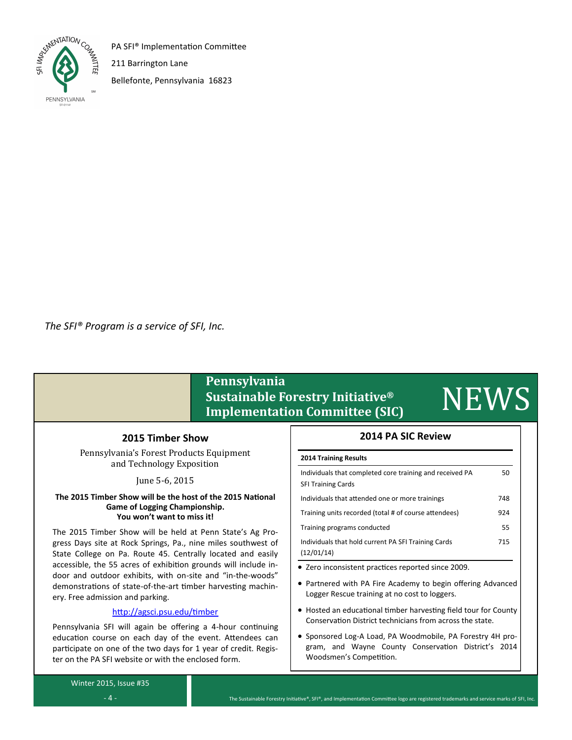PA SFI® Implementation Committee

211 Barrington Lane

Bellefonte, Pennsylvania 16823

*The SFI® Program is a service of SFI, Inc.*

# Pennsylvania Sustainable Forestry Initiative® Implementation Committee (SIC) NEWS

## 2015 Timber Show

Pennsylvania's Forest Products Equipment and Technology Exposition

June 5-6, 2015

**The 2015 Timber Show will be the host of the 2015 National Game of Logging Championship. You won't want to miss it!**

The 2015 Timber Show will be held at Penn State's Ag Progress Days site at Rock Springs, Pa., nine miles southwest of State College on Pa. Route 45. Centrally located and easily accessible, the 55 acres of exhibition grounds will include indoor and outdoor exhibits, with on-site and "in-the-woods" demonstrations of state-of-the-art timber harvesting machinery. Free admission and parking.

http://agsci.psu.edu/timber

Pennsylvania SFI will again be offering a 4-hour continuing education course on each day of the event. Attendees can participate on one of the two days for 1 year of credit. Register on the PA SFI website or with the enclosed form.

## 2014 PA SIC Review

| 2014 Training Results | |
|---|---|
| Individuals that completed core training and received PA SFI Training Cards | 50 |
| Individuals that attended one or more trainings | 748 |
| Training units recorded (total # of course attendees) | 924 |
| Training programs conducted | 55 |
| Individuals that hold current PA SFI Training Cards (12/01/14) | 715 |

- Zero inconsistent practices reported since 2009.
- Partnered with PA Fire Academy to begin offering Advanced Logger Rescue training at no cost to loggers.
- Hosted an educational timber harvesting field tour for County Conservation District technicians from across the state.
- Sponsored Log-A Load, PA Woodmobile, PA Forestry 4H program, and Wayne County Conservation District's 2014 Woodsmen's Competition.

Winter 2015, Issue #35

The Sustainable Forestry Initiative®, SFI®, and Implementation Committee logo are registered trademarks and service marks of SFI, Inc.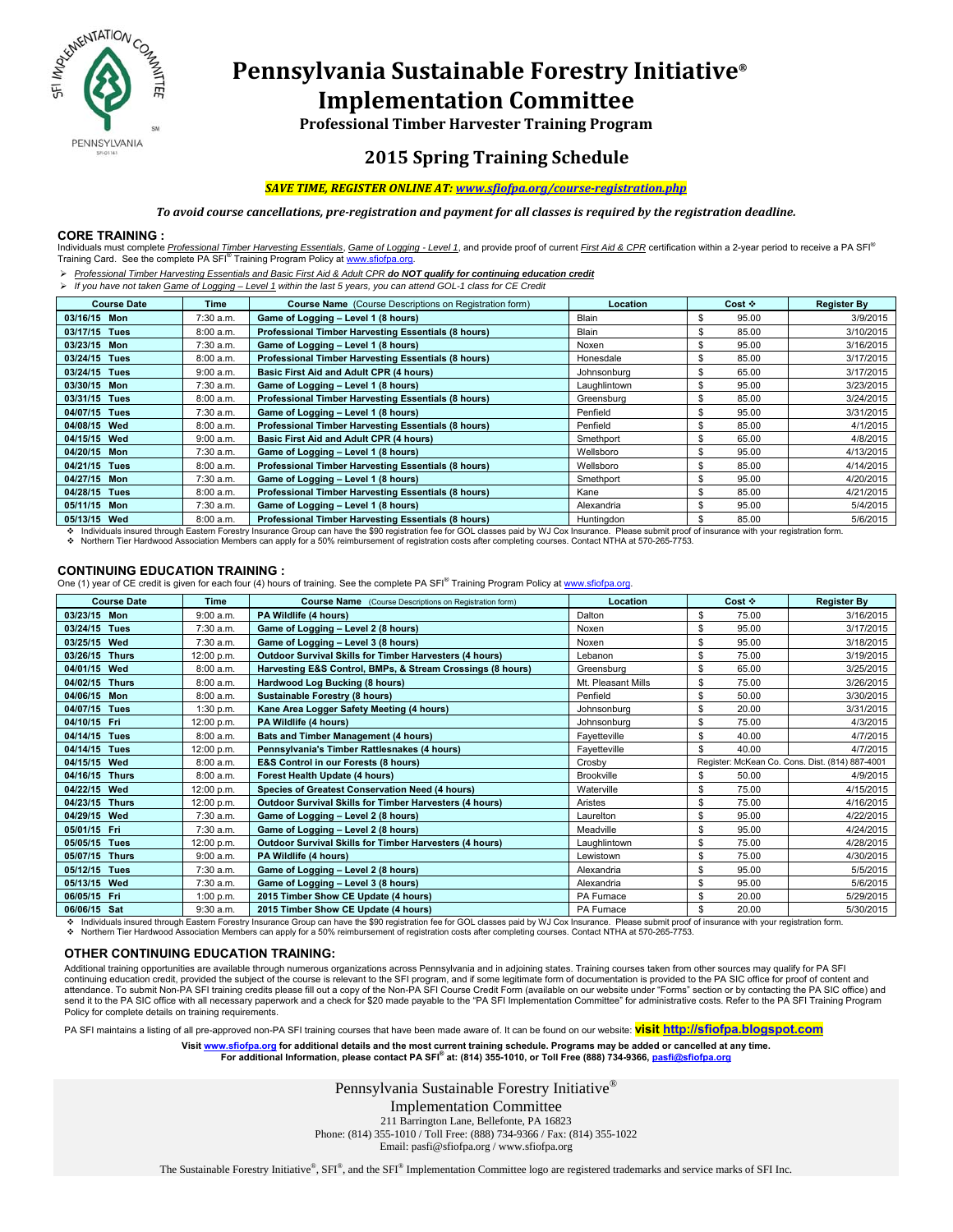# Pennsylvania Sustainable Forestry Initiative® Implementation Committee

**Professional Timber Harvester Training Program**

## 2015 Spring Training Schedule

***SAVE TIME, REGISTER ONLINE AT: www.sfiofpa.org/course-registration.php***

***To avoid course cancellations, pre-registration and payment for all classes is required by the registration deadline.***

### CORE TRAINING :

Individuals must complete *Professional Timber Harvesting Essentials*, *Game of Logging - Level 1*, and provide proof of current *First Aid & CPR* certification within a 2-year period to receive a PA SFI® Training Card. See the complete PA SFI® Training Program Policy at www.sfiofpa.org.

- *Professional Timber Harvesting Essentials and Basic First Aid & Adult CPR* ***do NOT qualify for continuing education credit***
- *If you have not taken Game of Logging – Level 1 within the last 5 years, you can attend GOL-1 class for CE Credit*

| Course Date | Time | Course Name (Course Descriptions on Registration form) | Location | Cost ❖ | Register By |
|---|---|---|---|---|---|
| 03/16/15 Mon | 7:30 a.m. | Game of Logging – Level 1 (8 hours) | Blain | $ 95.00 | 3/9/2015 |
| 03/17/15 Tues | 8:00 a.m. | Professional Timber Harvesting Essentials (8 hours) | Blain | $ 85.00 | 3/10/2015 |
| 03/23/15 Mon | 7:30 a.m. | Game of Logging – Level 1 (8 hours) | Noxen | $ 95.00 | 3/16/2015 |
| 03/24/15 Tues | 8:00 a.m. | Professional Timber Harvesting Essentials (8 hours) | Honesdale | $ 85.00 | 3/17/2015 |
| 03/24/15 Tues | 9:00 a.m. | Basic First Aid and Adult CPR (4 hours) | Johnsonburg | $ 65.00 | 3/17/2015 |
| 03/30/15 Mon | 7:30 a.m. | Game of Logging – Level 1 (8 hours) | Laughlintown | $ 95.00 | 3/23/2015 |
| 03/31/15 Tues | 8:00 a.m. | Professional Timber Harvesting Essentials (8 hours) | Greensburg | $ 85.00 | 3/24/2015 |
| 04/07/15 Tues | 7:30 a.m. | Game of Logging – Level 1 (8 hours) | Penfield | $ 95.00 | 3/31/2015 |
| 04/08/15 Wed | 8:00 a.m. | Professional Timber Harvesting Essentials (8 hours) | Penfield | $ 85.00 | 4/1/2015 |
| 04/15/15 Wed | 9:00 a.m. | Basic First Aid and Adult CPR (4 hours) | Smethport | $ 65.00 | 4/8/2015 |
| 04/20/15 Mon | 7:30 a.m. | Game of Logging – Level 1 (8 hours) | Wellsboro | $ 95.00 | 4/13/2015 |
| 04/21/15 Tues | 8:00 a.m. | Professional Timber Harvesting Essentials (8 hours) | Wellsboro | $ 85.00 | 4/14/2015 |
| 04/27/15 Mon | 7:30 a.m. | Game of Logging – Level 1 (8 hours) | Smethport | $ 95.00 | 4/20/2015 |
| 04/28/15 Tues | 8:00 a.m. | Professional Timber Harvesting Essentials (8 hours) | Kane | $ 85.00 | 4/21/2015 |
| 05/11/15 Mon | 7:30 a.m. | Game of Logging – Level 1 (8 hours) | Alexandria | $ 95.00 | 5/4/2015 |
| 05/13/15 Wed | 8:00 a.m. | Professional Timber Harvesting Essentials (8 hours) | Huntingdon | $ 85.00 | 5/6/2015 |

❖ Individuals insured through Eastern Forestry Insurance Group can have the $90 registration fee for GOL classes paid by WJ Cox Insurance. Please submit proof of insurance with your registration form.
❖ Northern Tier Hardwood Association Members can apply for a 50% reimbursement of registration costs after completing courses. Contact NTHA at 570-265-7753.

### CONTINUING EDUCATION TRAINING :

One (1) year of CE credit is given for each four (4) hours of training. See the complete PA SFI® Training Program Policy at www.sfiofpa.org.

| Course Date | Time | Course Name (Course Descriptions on Registration form) | Location | Cost ❖ | Register By |
|---|---|---|---|---|---|
| 03/23/15 Mon | 9:00 a.m. | PA Wildlife (4 hours) | Dalton | $ 75.00 | 3/16/2015 |
| 03/24/15 Tues | 7:30 a.m. | Game of Logging – Level 2 (8 hours) | Noxen | $ 95.00 | 3/17/2015 |
| 03/25/15 Wed | 7:30 a.m. | Game of Logging – Level 3 (8 hours) | Noxen | $ 95.00 | 3/18/2015 |
| 03/26/15 Thurs | 12:00 p.m. | Outdoor Survival Skills for Timber Harvesters (4 hours) | Lebanon | $ 75.00 | 3/19/2015 |
| 04/01/15 Wed | 8:00 a.m. | Harvesting E&S Control, BMPs, & Stream Crossings (8 hours) | Greensburg | $ 65.00 | 3/25/2015 |
| 04/02/15 Thurs | 8:00 a.m. | Hardwood Log Bucking (8 hours) | Mt. Pleasant Mills | $ 75.00 | 3/26/2015 |
| 04/06/15 Mon | 8:00 a.m. | Sustainable Forestry (8 hours) | Penfield | $ 50.00 | 3/30/2015 |
| 04/07/15 Tues | 1:30 p.m. | Kane Area Logger Safety Meeting (4 hours) | Johnsonburg | $ 20.00 | 3/31/2015 |
| 04/10/15 Fri | 12:00 p.m. | PA Wildlife (4 hours) | Johnsonburg | $ 75.00 | 4/3/2015 |
| 04/14/15 Tues | 8:00 a.m. | Bats and Timber Management (4 hours) | Fayetteville | $ 40.00 | 4/7/2015 |
| 04/14/15 Tues | 12:00 p.m. | Pennsylvania's Timber Rattlesnakes (4 hours) | Fayetteville | $ 40.00 | 4/7/2015 |
| 04/15/15 Wed | 8:00 a.m. | E&S Control in our Forests (8 hours) | Crosby | Register: McKean Co. Cons. Dist. (814) 887-4001 | |
| 04/16/15 Thurs | 8:00 a.m. | Forest Health Update (4 hours) | Brookville | $ 50.00 | 4/9/2015 |
| 04/22/15 Wed | 12:00 p.m. | Species of Greatest Conservation Need (4 hours) | Waterville | $ 75.00 | 4/15/2015 |
| 04/23/15 Thurs | 12:00 p.m. | Outdoor Survival Skills for Timber Harvesters (4 hours) | Aristes | $ 75.00 | 4/16/2015 |
| 04/29/15 Wed | 7:30 a.m. | Game of Logging – Level 2 (8 hours) | Laurelton | $ 95.00 | 4/22/2015 |
| 05/01/15 Fri | 7:30 a.m. | Game of Logging – Level 2 (8 hours) | Meadville | $ 95.00 | 4/24/2015 |
| 05/05/15 Tues | 12:00 p.m. | Outdoor Survival Skills for Timber Harvesters (4 hours) | Laughlintown | $ 75.00 | 4/28/2015 |
| 05/07/15 Thurs | 9:00 a.m. | PA Wildlife (4 hours) | Lewistown | $ 75.00 | 4/30/2015 |
| 05/12/15 Tues | 7:30 a.m. | Game of Logging – Level 2 (8 hours) | Alexandria | $ 95.00 | 5/5/2015 |
| 05/13/15 Wed | 7:30 a.m. | Game of Logging – Level 3 (8 hours) | Alexandria | $ 95.00 | 5/6/2015 |
| 06/05/15 Fri | 1:00 p.m. | 2015 Timber Show CE Update (4 hours) | PA Furnace | $ 20.00 | 5/29/2015 |
| 06/06/15 Sat | 9:30 a.m. | 2015 Timber Show CE Update (4 hours) | PA Furnace | $ 20.00 | 5/30/2015 |

❖ Individuals insured through Eastern Forestry Insurance Group can have the $90 registration fee for GOL classes paid by WJ Cox Insurance. Please submit proof of insurance with your registration form.
❖ Northern Tier Hardwood Association Members can apply for a 50% reimbursement of registration costs after completing courses. Contact NTHA at 570-265-7753.

### OTHER CONTINUING EDUCATION TRAINING:

Additional training opportunities are available through numerous organizations across Pennsylvania and in adjoining states. Training courses taken from other sources may qualify for PA SFI continuing education credit, provided the subject of the course is relevant to the SFI program, and if some legitimate form of documentation is provided to the PA SIC office for proof of content and attendance. To submit Non-PA SFI training credits please fill out a copy of the Non-PA SFI Course Credit Form (available on our website under "Forms" section or by contacting the PA SIC office) and send it to the PA SIC office with all necessary paperwork and a check for $20 made payable to the "PA SFI Implementation Committee" for administrative costs. Refer to the PA SFI Training Program Policy for complete details on training requirements.

PA SFI maintains a listing of all pre-approved non-PA SFI training courses that have been made aware of. It can be found on our website: **visit http://sfiofpa.blogspot.com**

**Visit www.sfiofpa.org for additional details and the most current training schedule. Programs may be added or cancelled at any time.**
**For additional Information, please contact PA SFI® at: (814) 355-1010, or Toll Free (888) 734-9366, pasfi@sfiofpa.org**

Pennsylvania Sustainable Forestry Initiative®
Implementation Committee
211 Barrington Lane, Bellefonte, PA 16823
Phone: (814) 355-1010 / Toll Free: (888) 734-9366 / Fax: (814) 355-1022
Email: pasfi@sfiofpa.org / www.sfiofpa.org

The Sustainable Forestry Initiative®, SFI®, and the SFI® Implementation Committee logo are registered trademarks and service marks of SFI Inc.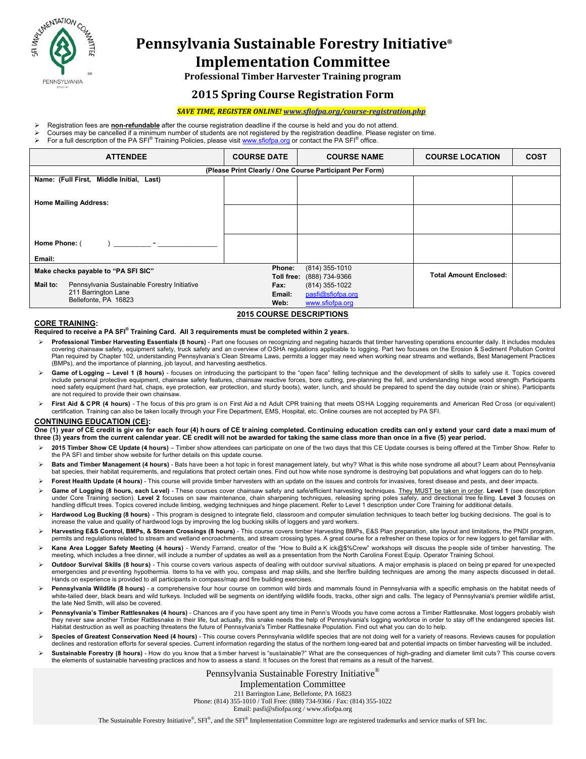# Pennsylvania Sustainable Forestry Initiative® Implementation Committee

**Professional Timber Harvester Training program**

## 2015 Spring Course Registration Form

***SAVE TIME, REGISTER ONLINE! www.sfiofpa.org/course-registration.php***

- Registration fees are **non-refundable** after the course registration deadline if the course is held and you do not attend.
- Courses may be cancelled if a minimum number of students are not registered by the registration deadline. Please register on time.
- For a full description of the PA SFI® Training Policies, please visit www.sfiofpa.org or contact the PA SFI® office.

| ATTENDEE | COURSE DATE | COURSE NAME | COURSE LOCATION | COST |
|---|---|---|---|---|
| (Please Print Clearly / One Course Participant Per Form) | | | | |
| Name: (Full First, Middle Initial, Last) | | | | |
| Home Mailing Address: | | | | |
| Home Phone: ( ) _________ - ______________ Email: | | | | |
| Make checks payable to "PA SFI SIC" Mail to: Pennsylvania Sustainable Forestry Initiative, 211 Barrington Lane, Bellefonte, PA 16823 | Phone: (814) 355-1010 Toll free: (888) 734-9366 Fax: (814) 355-1022 Email: pasfi@sfiofpa.org Web: www.sfiofpa.org | | Total Amount Enclosed: | |

## 2015 COURSE DESCRIPTIONS

### CORE TRAINING:

**Required to receive a PA SFI® Training Card. All 3 requirements must be completed within 2 years.**

- **Professional Timber Harvesting Essentials (8 hours)** - Part one focuses on recognizing and negating hazards that timber harvesting operations encounter daily. It includes modules covering chainsaw safety, equipment safety, truck safety and an overview of OSHA regulations applicable to logging. Part two focuses on the Erosion & Sediment Pollution Control Plan required by Chapter 102, understanding Pennsylvania's Clean Streams Laws, permits a logger may need when working near streams and wetlands, Best Management Practices (BMPs), and the importance of planning, job layout, and harvesting aesthetics.
- **Game of Logging – Level 1 (8 hours)** - focuses on introducing the participant to the "open face" felling technique and the development of skills to safely use it. Topics covered include personal protective equipment, chainsaw safety features, chainsaw reactive forces, bore cutting, pre-planning the fell, and understanding hinge wood strength. Participants need safety equipment (hard hat, chaps, eye protection, ear protection, and sturdy boots), water, lunch, and should be prepared to spend the day outside (rain or shine). Participants are not required to provide their own chainsaw.
- **First Aid & CPR (4 hours)** - The focus of this program is on First Aid and Adult CPR training that meets OSHA Logging requirements and American Red Cross (or equivalent) certification. Training can also be taken locally through your Fire Department, EMS, Hospital, etc. Online courses are not accepted by PA SFI.

### CONTINUING EDUCATION (CE):

**One (1) year of CE credit is given for each four (4) hours of CE training completed. Continuing education credits can only extend your card date a maximum of three (3) years from the current calendar year. CE credit will not be awarded for taking the same class more than once in a five (5) year period.**

- **2015 Timber Show CE Update (4 hours)** – Timber show attendees can participate on one of the two days that this CE Update courses is being offered at the Timber Show. Refer to the PA SFI and timber show website for further details on this update course.
- **Bats and Timber Management (4 hours)** - Bats have been a hot topic in forest management lately, but why? What is this white nose syndrome all about? Learn about Pennsylvania bat species, their habitat requirements, and regulations that protect certain ones. Find out how white nose syndrome is destroying bat populations and what loggers can do to help.
- **Forest Health Update (4 hours)** - This course will provide timber harvesters with an update on the issues and controls for invasives, forest disease and pests, and deer impacts.
- **Game of Logging (8 hours, each Level)** - These courses cover chainsaw safety and safe/efficient harvesting techniques. They MUST be taken in order. **Level 1** (see description under Core Training section). **Level 2** focuses on saw maintenance, chain sharpening techniques, releasing spring poles safely, and directional tree felling. **Level 3** focuses on handling difficult trees. Topics covered include limbing, wedging techniques and hinge placement. Refer to Level 1 description under Core Training for additional details.
- **Hardwood Log Bucking (8 hours)** - This program is designed to integrate field, classroom and computer simulation techniques to teach better log bucking decisions. The goal is to increase the value and quality of hardwood logs by improving the log bucking skills of loggers and yard workers.
- **Harvesting E&S Control, BMPs, & Stream Crossings (8 hours)** - This course covers timber Harvesting BMPs, E&S Plan preparation, site layout and limitations, the PNDI program, permits and regulations related to stream and wetland encroachments, and stream crossing types. A great course for a refresher on these topics or for new loggers to get familiar with.
- **Kane Area Logger Safety Meeting (4 hours)** - Wendy Farrand, creator of the "How to Build a K ick@$%Crew" workshops will discuss the people side of timber harvesting. The meeting, which includes a free dinner, will include a number of updates as well as a presentation from the North Carolina Forest Equip. Operator Training School.
- **Outdoor Survival Skills (8 hours)** - This course covers various aspects of dealing with outdoor survival situations. A major emphasis is placed on being prepared for unexpected emergencies and preventing hypothermia. Items to have with you, compass and map skills, and shelter/fire building techniques are among the many aspects discussed in detail. Hands on experience is provided to all participants in compass/map and fire building exercises.
- **Pennsylvania Wildlife (8 hours)** - a comprehensive four hour course on common wild birds and mammals found in Pennsylvania with a specific emphasis on the habitat needs of white-tailed deer, black bears and wild turkeys. Included will be segments on identifying wildlife foods, tracks, other sign and calls. The legacy of Pennsylvania's premier wildlife artist, the late Ned Smith, will also be covered.
- **Pennsylvania's Timber Rattlesnakes (4 hours)** - Chances are if you have spent any time in Penn's Woods you have come across a Timber Rattlesnake. Most loggers probably wish they never saw another Timber Rattlesnake in their life, but actually, this snake needs the help of Pennsylvania's logging workforce in order to stay off the endangered species list. Habitat destruction as well as poaching threatens the future of Pennsylvania's Timber Rattlesnake Population. Find out what you can do to help.
- **Species of Greatest Conservation Need (4 hours)** - This course covers Pennsylvania wildlife species that are not doing well for a variety of reasons. Reviews causes for population declines and restoration efforts for several species. Current information regarding the status of the northern long-eared bat and potential impacts on timber harvesting will be included.
- **Sustainable Forestry (8 hours)** - How do you know that a timber harvest is "sustainable?" What are the consequences of high-grading and diameter limit cuts? This course covers the elements of sustainable harvesting practices and how to assess a stand. It focuses on the forest that remains as a result of the harvest.

Pennsylvania Sustainable Forestry Initiative®
Implementation Committee
211 Barrington Lane, Bellefonte, PA 16823
Phone: (814) 355-1010 / Toll Free: (888) 734-9366 / Fax: (814) 355-1022
Email: pasfi@sfiofpa.org / www.sfiofpa.org

The Sustainable Forestry Initiative®, SFI®, and the SFI® Implementation Committee logo are registered trademarks and service marks of SFI Inc.